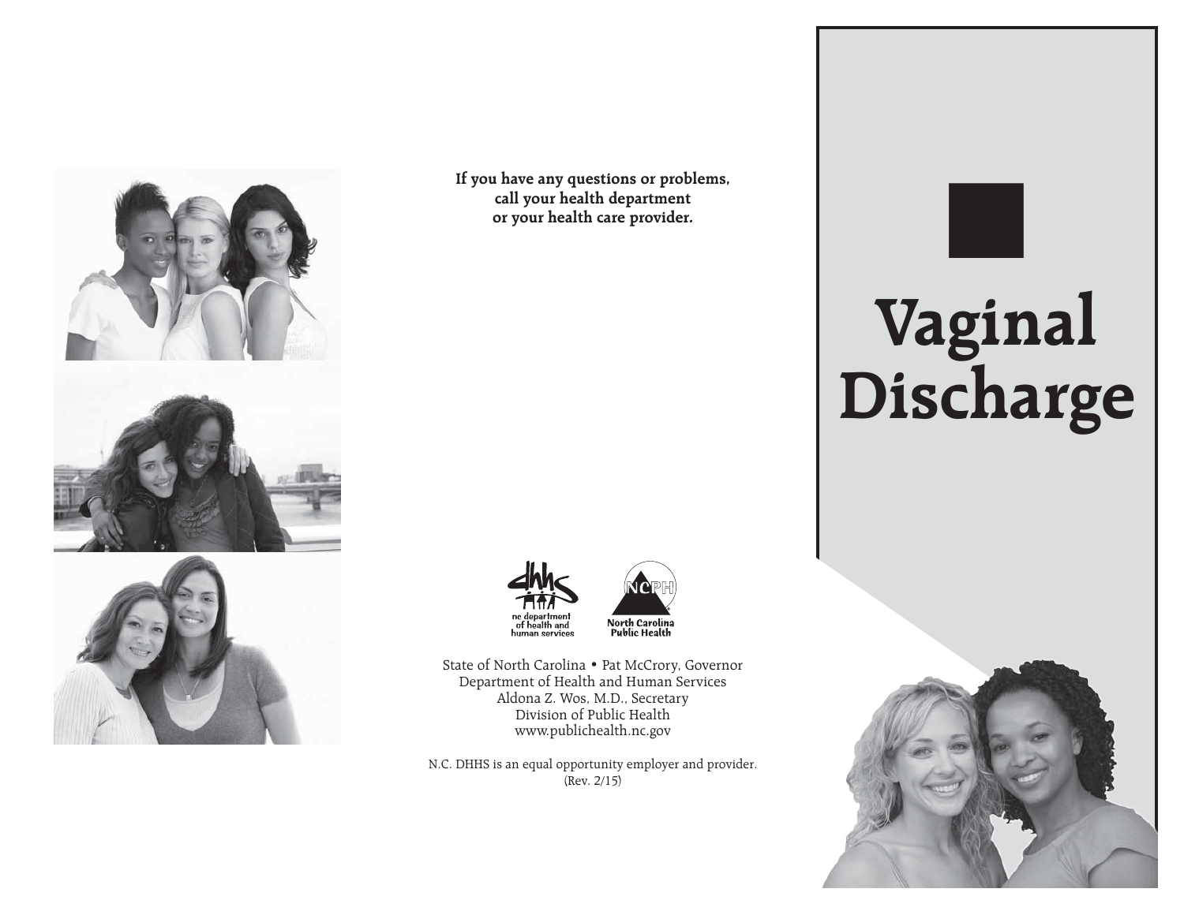**If you have any questions or problems, call your health department or your health care provider.**

nc department of health and human services

North Carolina Public Health

State of North Carolina • Pat McCrory, Governor
Department of Health and Human Services
Aldona Z. Wos, M.D., Secretary
Division of Public Health
www.publichealth.nc.gov

N.C. DHHS is an equal opportunity employer and provider.
(Rev. 2/15)

# Vaginal Discharge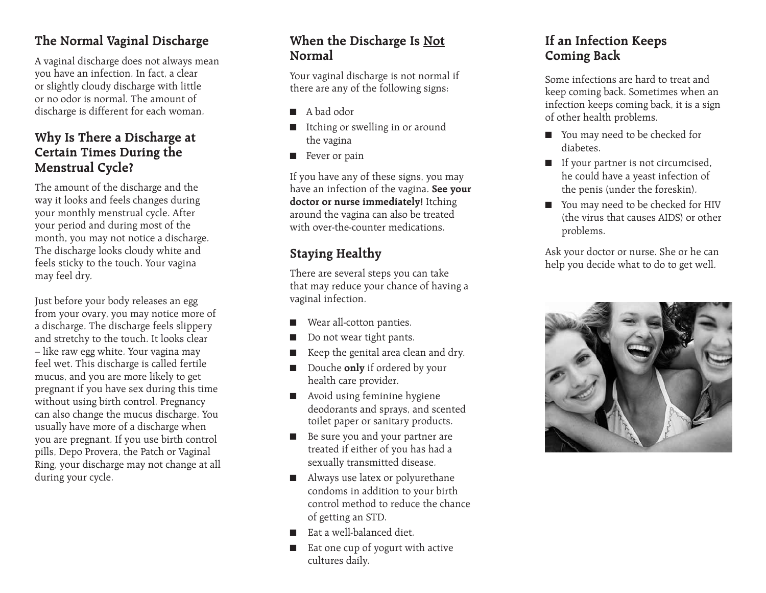## The Normal Vaginal Discharge

A vaginal discharge does not always mean you have an infection. In fact, a clear or slightly cloudy discharge with little or no odor is normal. The amount of discharge is different for each woman.

## Why Is There a Discharge at Certain Times During the Menstrual Cycle?

The amount of the discharge and the way it looks and feels changes during your monthly menstrual cycle. After your period and during most of the month, you may not notice a discharge. The discharge looks cloudy white and feels sticky to the touch. Your vagina may feel dry.

Just before your body releases an egg from your ovary, you may notice more of a discharge. The discharge feels slippery and stretchy to the touch. It looks clear – like raw egg white. Your vagina may feel wet. This discharge is called fertile mucus, and you are more likely to get pregnant if you have sex during this time without using birth control. Pregnancy can also change the mucus discharge. You usually have more of a discharge when you are pregnant. If you use birth control pills, Depo Provera, the Patch or Vaginal Ring, your discharge may not change at all during your cycle.

## When the Discharge Is Not Normal

Your vaginal discharge is not normal if there are any of the following signs:

- A bad odor
- Itching or swelling in or around the vagina
- Fever or pain

If you have any of these signs, you may have an infection of the vagina. **See your doctor or nurse immediately!** Itching around the vagina can also be treated with over-the-counter medications.

## Staying Healthy

There are several steps you can take that may reduce your chance of having a vaginal infection.

- Wear all-cotton panties.
- Do not wear tight pants.
- Keep the genital area clean and dry.
- Douche **only** if ordered by your health care provider.
- Avoid using feminine hygiene deodorants and sprays, and scented toilet paper or sanitary products.
- Be sure you and your partner are treated if either of you has had a sexually transmitted disease.
- Always use latex or polyurethane condoms in addition to your birth control method to reduce the chance of getting an STD.
- Eat a well-balanced diet.
- Eat one cup of yogurt with active cultures daily.

## If an Infection Keeps Coming Back

Some infections are hard to treat and keep coming back. Sometimes when an infection keeps coming back, it is a sign of other health problems.

- You may need to be checked for diabetes.
- If your partner is not circumcised, he could have a yeast infection of the penis (under the foreskin).
- You may need to be checked for HIV (the virus that causes AIDS) or other problems.

Ask your doctor or nurse. She or he can help you decide what to do to get well.